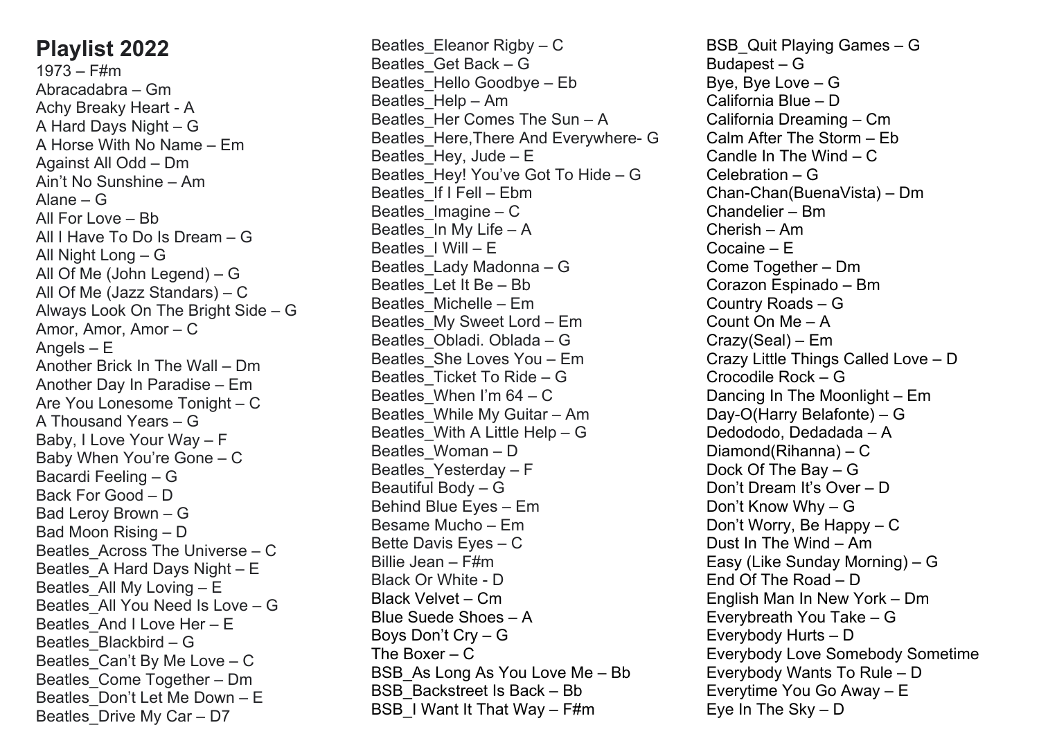# Playlist 2022

1973 – F#m
Abracadabra – Gm
Achy Breaky Heart - A
A Hard Days Night – G
A Horse With No Name – Em
Against All Odd – Dm
Ain't No Sunshine – Am
Alane – G
All For Love – Bb
All I Have To Do Is Dream – G
All Night Long – G
All Of Me (John Legend) – G
All Of Me (Jazz Standars) – C
Always Look On The Bright Side – G
Amor, Amor, Amor – C
Angels – E
Another Brick In The Wall – Dm
Another Day In Paradise – Em
Are You Lonesome Tonight – C
A Thousand Years – G
Baby, I Love Your Way – F
Baby When You're Gone – C
Bacardi Feeling – G
Back For Good – D
Bad Leroy Brown – G
Bad Moon Rising – D
Beatles_Across The Universe – C
Beatles_A Hard Days Night – E
Beatles_All My Loving – E
Beatles_All You Need Is Love – G
Beatles_And I Love Her – E
Beatles_Blackbird – G
Beatles_Can't By Me Love – C
Beatles_Come Together – Dm
Beatles_Don't Let Me Down – E
Beatles_Drive My Car – D7
Beatles_Eleanor Rigby – C
Beatles_Get Back – G
Beatles_Hello Goodbye – Eb
Beatles_Help – Am
Beatles_Her Comes The Sun – A
Beatles_Here,There And Everywhere- G
Beatles_Hey, Jude – E
Beatles_Hey! You've Got To Hide – G
Beatles_If I Fell – Ebm
Beatles_Imagine – C
Beatles_In My Life – A
Beatles_I Will – E
Beatles_Lady Madonna – G
Beatles_Let It Be – Bb
Beatles_Michelle – Em
Beatles_My Sweet Lord – Em
Beatles_Obladi. Oblada – G
Beatles_She Loves You – Em
Beatles_Ticket To Ride – G
Beatles_When I'm 64 – C
Beatles_While My Guitar – Am
Beatles_With A Little Help – G
Beatles_Woman – D
Beatles_Yesterday – F
Beautiful Body – G
Behind Blue Eyes – Em
Besame Mucho – Em
Bette Davis Eyes – C
Billie Jean – F#m
Black Or White - D
Black Velvet – Cm
Blue Suede Shoes – A
Boys Don't Cry – G
The Boxer – C
BSB_As Long As You Love Me – Bb
BSB_Backstreet Is Back – Bb
BSB_I Want It That Way – F#m
BSB_Quit Playing Games – G
Budapest – G
Bye, Bye Love – G
California Blue – D
California Dreaming – Cm
Calm After The Storm – Eb
Candle In The Wind – C
Celebration – G
Chan-Chan(BuenaVista) – Dm
Chandelier – Bm
Cherish – Am
Cocaine – E
Come Together – Dm
Corazon Espinado – Bm
Country Roads – G
Count On Me – A
Crazy(Seal) – Em
Crazy Little Things Called Love – D
Crocodile Rock – G
Dancing In The Moonlight – Em
Day-O(Harry Belafonte) – G
Dedododo, Dedadada – A
Diamond(Rihanna) – C
Dock Of The Bay – G
Don't Dream It's Over – D
Don't Know Why – G
Don't Worry, Be Happy – C
Dust In The Wind – Am
Easy (Like Sunday Morning) – G
End Of The Road – D
English Man In New York – Dm
Everybreath You Take – G
Everybody Hurts – D
Everybody Love Somebody Sometime
Everybody Wants To Rule – D
Everytime You Go Away – E
Eye In The Sky – D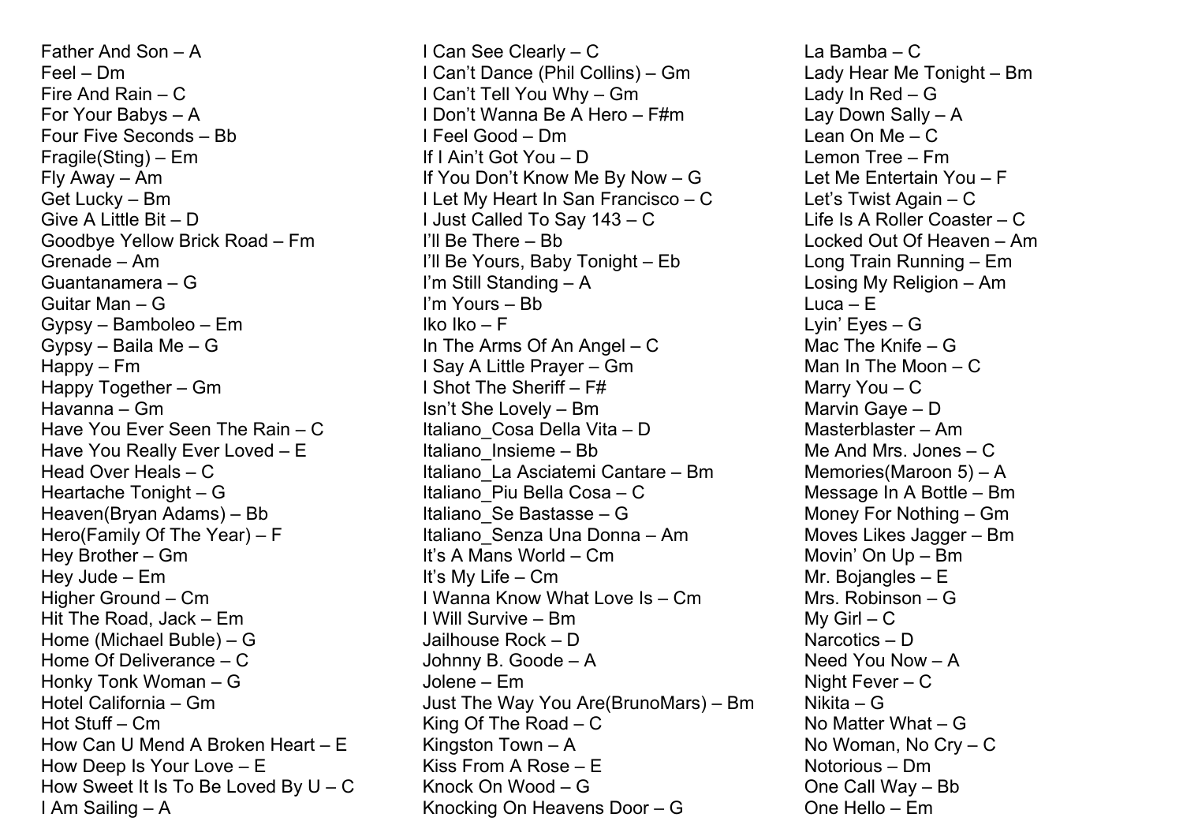Father And Son – A
Feel – Dm
Fire And Rain – C
For Your Babys – A
Four Five Seconds – Bb
Fragile(Sting) – Em
Fly Away – Am
Get Lucky – Bm
Give A Little Bit – D
Goodbye Yellow Brick Road – Fm
Grenade – Am
Guantanamera – G
Guitar Man – G
Gypsy – Bamboleo – Em
Gypsy – Baila Me – G
Happy – Fm
Happy Together – Gm
Havanna – Gm
Have You Ever Seen The Rain – C
Have You Really Ever Loved – E
Head Over Heals – C
Heartache Tonight – G
Heaven(Bryan Adams) – Bb
Hero(Family Of The Year) – F
Hey Brother – Gm
Hey Jude – Em
Higher Ground – Cm
Hit The Road, Jack – Em
Home (Michael Buble) – G
Home Of Deliverance – C
Honky Tonk Woman – G
Hotel California – Gm
Hot Stuff – Cm
How Can U Mend A Broken Heart – E
How Deep Is Your Love – E
How Sweet It Is To Be Loved By U – C
I Am Sailing – A
I Can See Clearly – C
I Can't Dance (Phil Collins) – Gm
I Can't Tell You Why – Gm
I Don't Wanna Be A Hero – F#m
I Feel Good – Dm
If I Ain't Got You – D
If You Don't Know Me By Now – G
I Let My Heart In San Francisco – C
I Just Called To Say 143 – C
I'll Be There – Bb
I'll Be Yours, Baby Tonight – Eb
I'm Still Standing – A
I'm Yours – Bb
Iko Iko – F
In The Arms Of An Angel – C
I Say A Little Prayer – Gm
I Shot The Sheriff – F#
Isn't She Lovely – Bm
Italiano_Cosa Della Vita – D
Italiano_Insieme – Bb
Italiano_La Asciatemi Cantare – Bm
Italiano_Piu Bella Cosa – C
Italiano_Se Bastasse – G
Italiano_Senza Una Donna – Am
It's A Mans World – Cm
It's My Life – Cm
I Wanna Know What Love Is – Cm
I Will Survive – Bm
Jailhouse Rock – D
Johnny B. Goode – A
Jolene – Em
Just The Way You Are(BrunoMars) – Bm
King Of The Road – C
Kingston Town – A
Kiss From A Rose – E
Knock On Wood – G
Knocking On Heavens Door – G
La Bamba – C
Lady Hear Me Tonight – Bm
Lady In Red – G
Lay Down Sally – A
Lean On Me – C
Lemon Tree – Fm
Let Me Entertain You – F
Let's Twist Again – C
Life Is A Roller Coaster – C
Locked Out Of Heaven – Am
Long Train Running – Em
Losing My Religion – Am
Luca – E
Lyin' Eyes – G
Mac The Knife – G
Man In The Moon – C
Marry You – C
Marvin Gaye – D
Masterblaster – Am
Me And Mrs. Jones – C
Memories(Maroon 5) – A
Message In A Bottle – Bm
Money For Nothing – Gm
Moves Likes Jagger – Bm
Movin' On Up – Bm
Mr. Bojangles – E
Mrs. Robinson – G
My Girl – C
Narcotics – D
Need You Now – A
Night Fever – C
Nikita – G
No Matter What – G
No Woman, No Cry – C
Notorious – Dm
One Call Way – Bb
One Hello – Em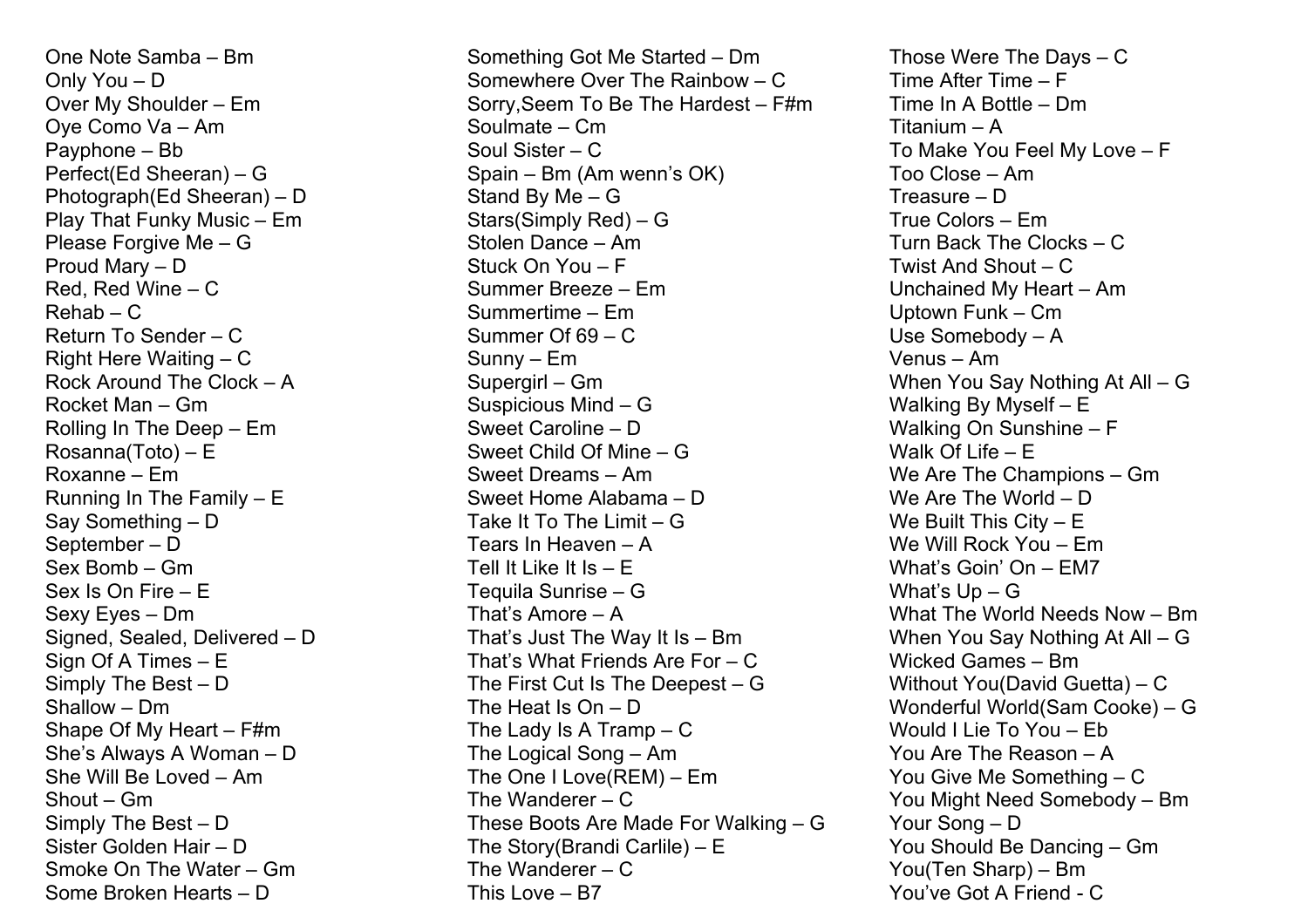One Note Samba – Bm
Only You – D
Over My Shoulder – Em
Oye Como Va – Am
Payphone – Bb
Perfect(Ed Sheeran) – G
Photograph(Ed Sheeran) – D
Play That Funky Music – Em
Please Forgive Me – G
Proud Mary – D
Red, Red Wine – C
Rehab – C
Return To Sender – C
Right Here Waiting – C
Rock Around The Clock – A
Rocket Man – Gm
Rolling In The Deep – Em
Rosanna(Toto) – E
Roxanne – Em
Running In The Family – E
Say Something – D
September – D
Sex Bomb – Gm
Sex Is On Fire – E
Sexy Eyes – Dm
Signed, Sealed, Delivered – D
Sign Of A Times – E
Simply The Best – D
Shallow – Dm
Shape Of My Heart – F#m
She's Always A Woman – D
She Will Be Loved – Am
Shout – Gm
Simply The Best – D
Sister Golden Hair – D
Smoke On The Water – Gm
Some Broken Hearts – D
Something Got Me Started – Dm
Somewhere Over The Rainbow – C
Sorry,Seem To Be The Hardest – F#m
Soulmate – Cm
Soul Sister – C
Spain – Bm (Am wenn's OK)
Stand By Me – G
Stars(Simply Red) – G
Stolen Dance – Am
Stuck On You – F
Summer Breeze – Em
Summertime – Em
Summer Of 69 – C
Sunny – Em
Supergirl – Gm
Suspicious Mind – G
Sweet Caroline – D
Sweet Child Of Mine – G
Sweet Dreams – Am
Sweet Home Alabama – D
Take It To The Limit – G
Tears In Heaven – A
Tell It Like It Is – E
Tequila Sunrise – G
That's Amore – A
That's Just The Way It Is – Bm
That's What Friends Are For – C
The First Cut Is The Deepest – G
The Heat Is On – D
The Lady Is A Tramp – C
The Logical Song – Am
The One I Love(REM) – Em
The Wanderer – C
These Boots Are Made For Walking – G
The Story(Brandi Carlile) – E
The Wanderer – C
This Love – B7
Those Were The Days – C
Time After Time – F
Time In A Bottle – Dm
Titanium – A
To Make You Feel My Love – F
Too Close – Am
Treasure – D
True Colors – Em
Turn Back The Clocks – C
Twist And Shout – C
Unchained My Heart – Am
Uptown Funk – Cm
Use Somebody – A
Venus – Am
When You Say Nothing At All – G
Walking By Myself – E
Walking On Sunshine – F
Walk Of Life – E
We Are The Champions – Gm
We Are The World – D
We Built This City – E
We Will Rock You – Em
What's Goin' On – EM7
What's Up – G
What The World Needs Now – Bm
When You Say Nothing At All – G
Wicked Games – Bm
Without You(David Guetta) – C
Wonderful World(Sam Cooke) – G
Would I Lie To You – Eb
You Are The Reason – A
You Give Me Something – C
You Might Need Somebody – Bm
Your Song – D
You Should Be Dancing – Gm
You(Ten Sharp) – Bm
You've Got A Friend - C